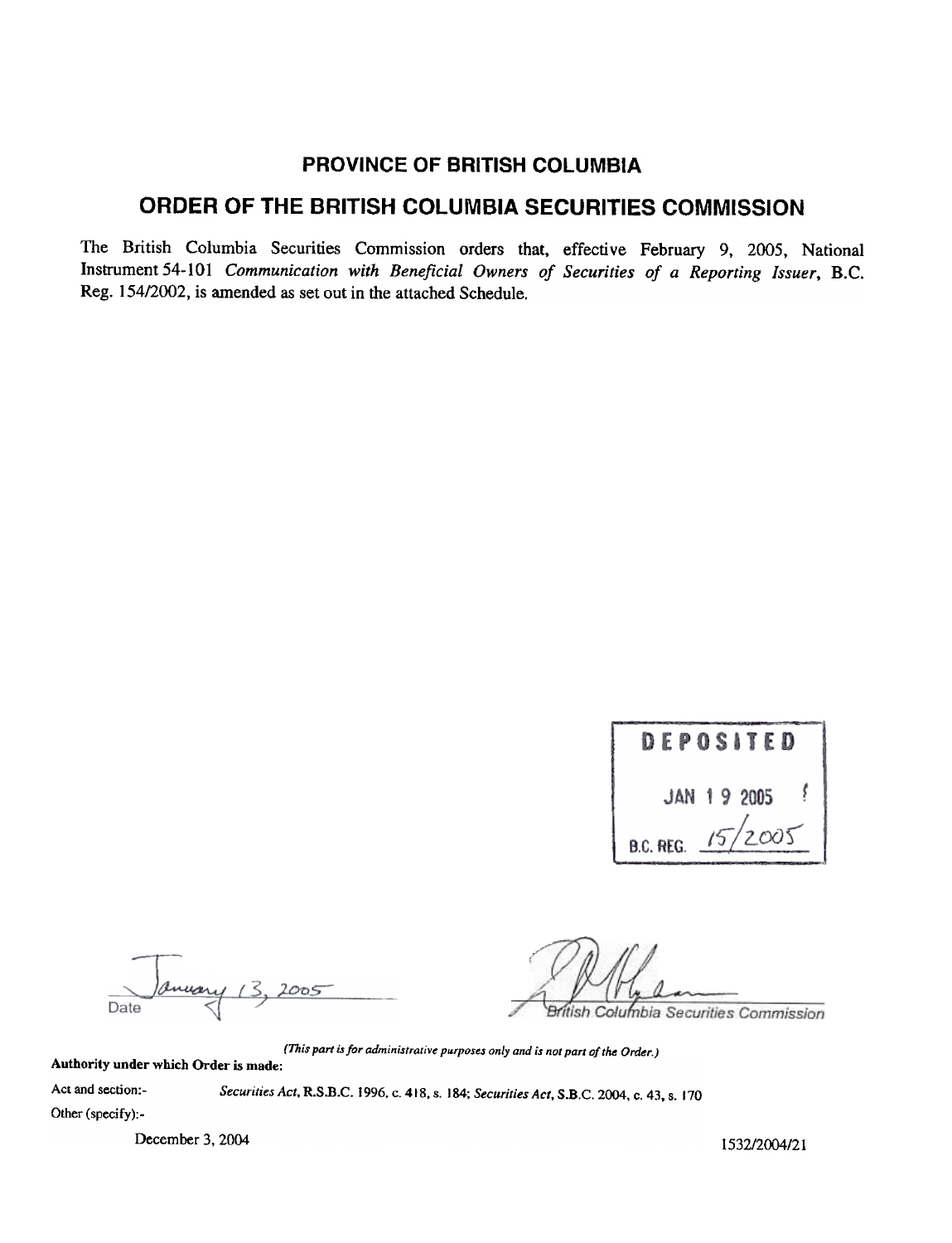## PROVINCE OF BRITISH COLUMBIA

## ORDER OF THE BRITISH COLUMBIA SECURITIES COMMISSION

The British Columbia Securities Commission orders that, effective February 9, 2005, National Instrument 54-101 *Communication with Beneficial Owners of Securities of a Reporting Issuer*, B.C. Reg. 154/2002, is amended as set out in the attached Schedule.

DEPOSITED

JAN 19 2005

B.C. REG. 15/2005

January 13, 2005

Date

British Columbia Securities Commission

*(This part is for administrative purposes only and is not part of the Order.)*

**Authority under which Order is made:**

Act and section:- *Securities Act*, R.S.B.C. 1996, c. 418, s. 184; *Securities Act*, S.B.C. 2004, c. 43, s. 170

Other (specify):-

December 3, 2004

1532/2004/21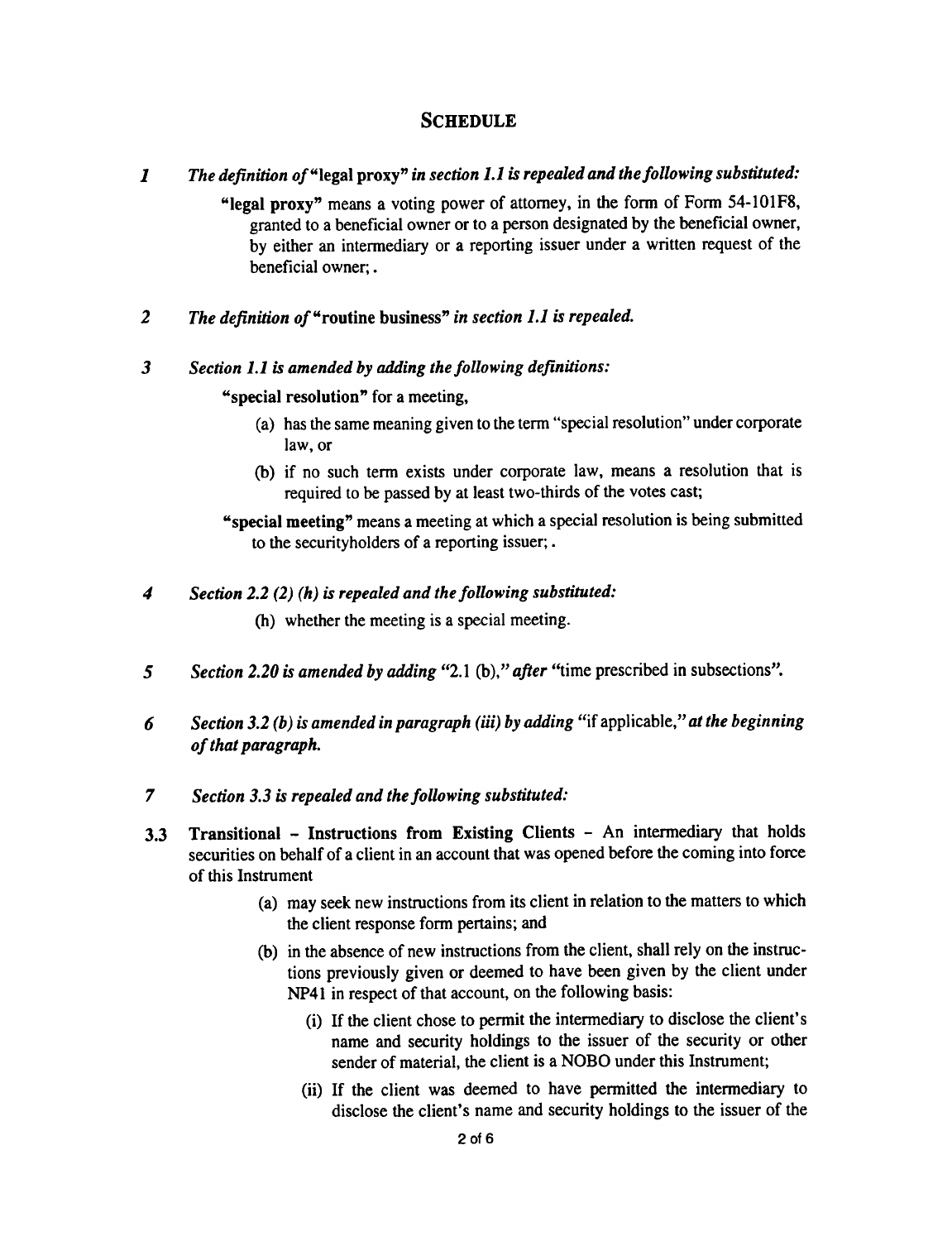# SCHEDULE

**1** *The definition of* "**legal proxy**" *in section 1.1 is repealed and the following substituted:*

> "**legal proxy**" means a voting power of attorney, in the form of Form 54-101F8, granted to a beneficial owner or to a person designated by the beneficial owner, by either an intermediary or a reporting issuer under a written request of the beneficial owner; .

**2** *The definition of* "**routine business**" *in section 1.1 is repealed.*

**3** *Section 1.1 is amended by adding the following definitions:*

> "**special resolution**" for a meeting,
>
> (a) has the same meaning given to the term "special resolution" under corporate law, or
>
> (b) if no such term exists under corporate law, means a resolution that is required to be passed by at least two-thirds of the votes cast;
>
> "**special meeting**" means a meeting at which a special resolution is being submitted to the securityholders of a reporting issuer; .

**4** *Section 2.2 (2) (h) is repealed and the following substituted:*

> (h) whether the meeting is a special meeting.

**5** *Section 2.20 is amended by adding* "2.1 (b)," *after* "time prescribed in subsections".

**6** *Section 3.2 (b) is amended in paragraph (iii) by adding* "if applicable," *at the beginning of that paragraph.*

**7** *Section 3.3 is repealed and the following substituted:*

**3.3 Transitional – Instructions from Existing Clients** – An intermediary that holds securities on behalf of a client in an account that was opened before the coming into force of this Instrument

> (a) may seek new instructions from its client in relation to the matters to which the client response form pertains; and
>
> (b) in the absence of new instructions from the client, shall rely on the instructions previously given or deemed to have been given by the client under NP41 in respect of that account, on the following basis:
>
> > (i) If the client chose to permit the intermediary to disclose the client's name and security holdings to the issuer of the security or other sender of material, the client is a NOBO under this Instrument;
> >
> > (ii) If the client was deemed to have permitted the intermediary to disclose the client's name and security holdings to the issuer of the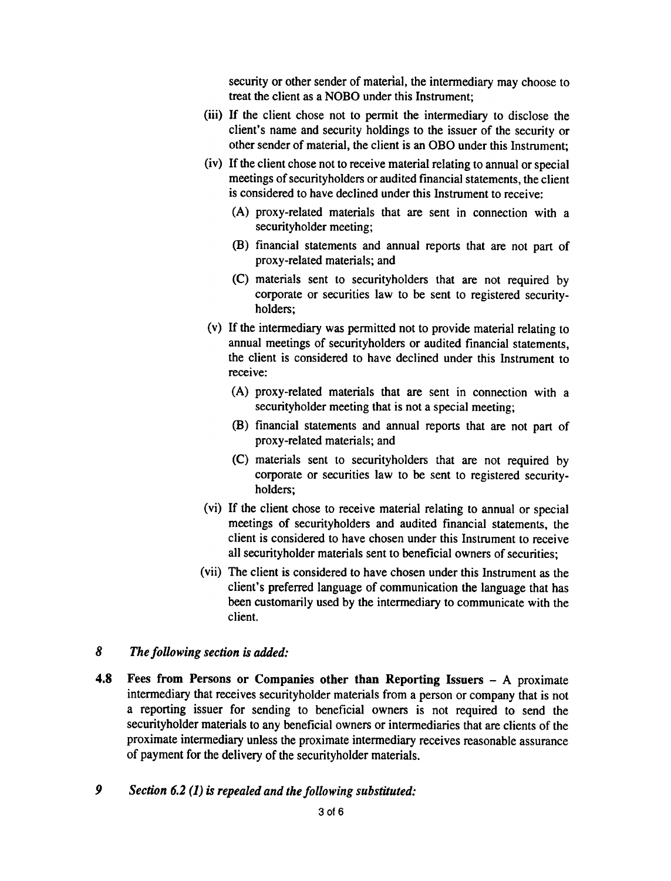security or other sender of material, the intermediary may choose to treat the client as a NOBO under this Instrument;

(iii) If the client chose not to permit the intermediary to disclose the client's name and security holdings to the issuer of the security or other sender of material, the client is an OBO under this Instrument;

(iv) If the client chose not to receive material relating to annual or special meetings of securityholders or audited financial statements, the client is considered to have declined under this Instrument to receive:

   (A) proxy-related materials that are sent in connection with a securityholder meeting;

   (B) financial statements and annual reports that are not part of proxy-related materials; and

   (C) materials sent to securityholders that are not required by corporate or securities law to be sent to registered securityholders;

(v) If the intermediary was permitted not to provide material relating to annual meetings of securityholders or audited financial statements, the client is considered to have declined under this Instrument to receive:

   (A) proxy-related materials that are sent in connection with a securityholder meeting that is not a special meeting;

   (B) financial statements and annual reports that are not part of proxy-related materials; and

   (C) materials sent to securityholders that are not required by corporate or securities law to be sent to registered securityholders;

(vi) If the client chose to receive material relating to annual or special meetings of securityholders and audited financial statements, the client is considered to have chosen under this Instrument to receive all securityholder materials sent to beneficial owners of securities;

(vii) The client is considered to have chosen under this Instrument as the client's preferred language of communication the language that has been customarily used by the intermediary to communicate with the client.

*8 The following section is added:*

**4.8 Fees from Persons or Companies other than Reporting Issuers** – A proximate intermediary that receives securityholder materials from a person or company that is not a reporting issuer for sending to beneficial owners is not required to send the securityholder materials to any beneficial owners or intermediaries that are clients of the proximate intermediary unless the proximate intermediary receives reasonable assurance of payment for the delivery of the securityholder materials.

*9 Section 6.2 (1) is repealed and the following substituted:*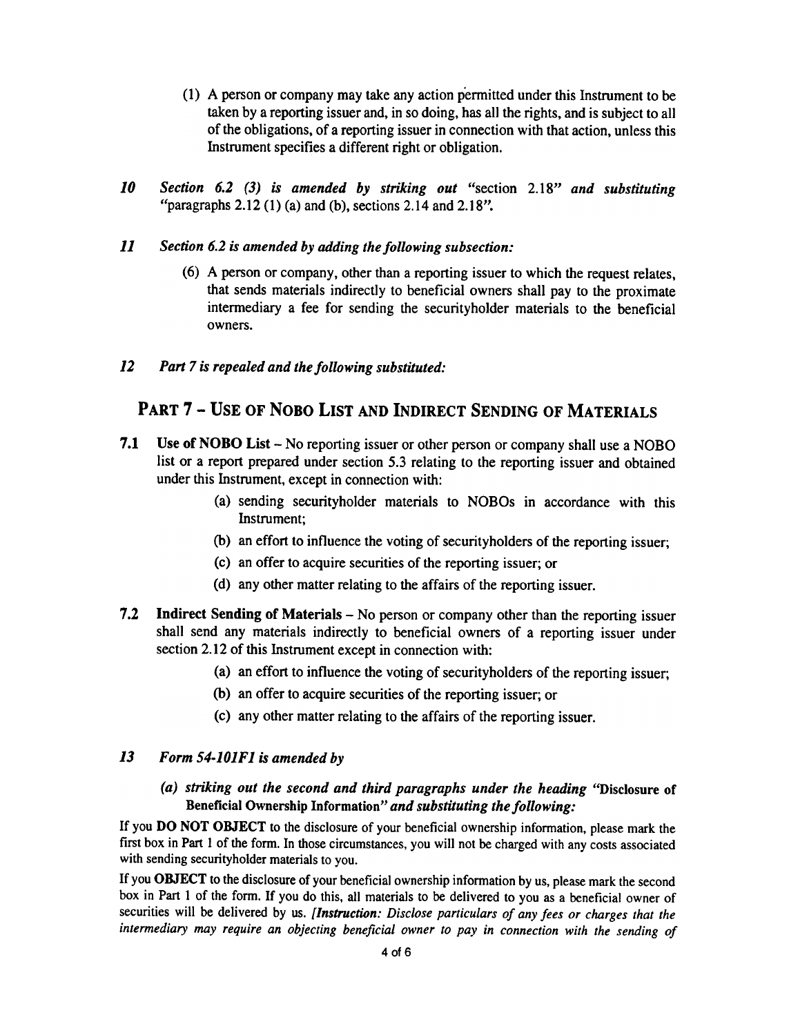(1) A person or company may take any action permitted under this Instrument to be taken by a reporting issuer and, in so doing, has all the rights, and is subject to all of the obligations, of a reporting issuer in connection with that action, unless this Instrument specifies a different right or obligation.

***10*** *Section 6.2 (3) is amended by striking out* "section 2.18" *and substituting* "paragraphs 2.12 (1) (a) and (b), sections 2.14 and 2.18".

***11*** *Section 6.2 is amended by adding the following subsection:*

(6) A person or company, other than a reporting issuer to which the request relates, that sends materials indirectly to beneficial owners shall pay to the proximate intermediary a fee for sending the securityholder materials to the beneficial owners.

***12*** *Part 7 is repealed and the following substituted:*

## PART 7 – USE OF NOBO LIST AND INDIRECT SENDING OF MATERIALS

**7.1 Use of NOBO List** – No reporting issuer or other person or company shall use a NOBO list or a report prepared under section 5.3 relating to the reporting issuer and obtained under this Instrument, except in connection with:

(a) sending securityholder materials to NOBOs in accordance with this Instrument;

(b) an effort to influence the voting of securityholders of the reporting issuer;

(c) an offer to acquire securities of the reporting issuer; or

(d) any other matter relating to the affairs of the reporting issuer.

**7.2 Indirect Sending of Materials** – No person or company other than the reporting issuer shall send any materials indirectly to beneficial owners of a reporting issuer under section 2.12 of this Instrument except in connection with:

(a) an effort to influence the voting of securityholders of the reporting issuer;

(b) an offer to acquire securities of the reporting issuer; or

(c) any other matter relating to the affairs of the reporting issuer.

***13*** *Form 54-101F1 is amended by*

*(a) striking out the second and third paragraphs under the heading* "**Disclosure of Beneficial Ownership Information**" *and substituting the following:*

If you **DO NOT OBJECT** to the disclosure of your beneficial ownership information, please mark the first box in Part 1 of the form. In those circumstances, you will not be charged with any costs associated with sending securityholder materials to you.

If you **OBJECT** to the disclosure of your beneficial ownership information by us, please mark the second box in Part 1 of the form. If you do this, all materials to be delivered to you as a beneficial owner of securities will be delivered by us. *[Instruction: Disclose particulars of any fees or charges that the intermediary may require an objecting beneficial owner to pay in connection with the sending of*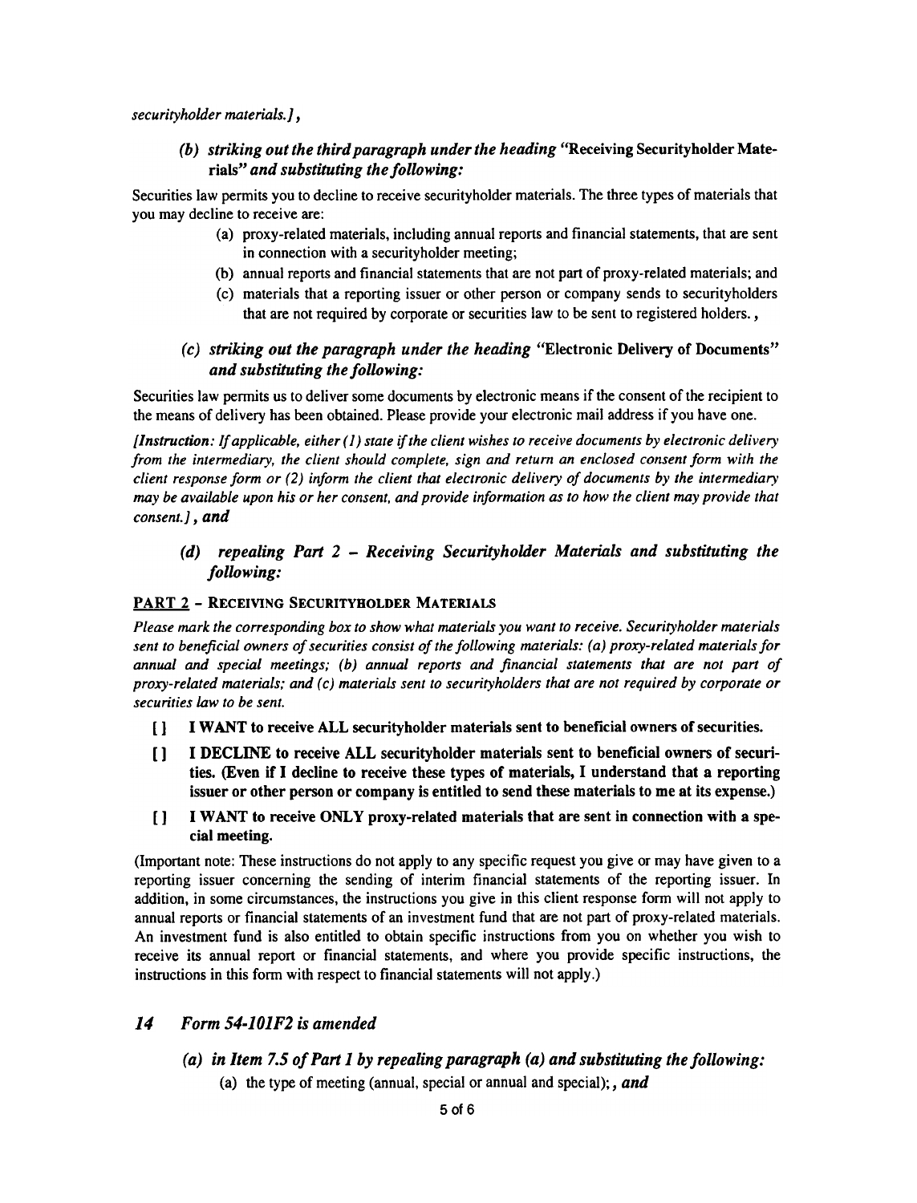*securityholder materials.]* ,

### *(b) striking out the third paragraph under the heading* "Receiving Securityholder Materials" *and substituting the following:*

Securities law permits you to decline to receive securityholder materials. The three types of materials that you may decline to receive are:

- (a) proxy-related materials, including annual reports and financial statements, that are sent in connection with a securityholder meeting;
- (b) annual reports and financial statements that are not part of proxy-related materials; and
- (c) materials that a reporting issuer or other person or company sends to securityholders that are not required by corporate or securities law to be sent to registered holders. ,

### *(c) striking out the paragraph under the heading* "Electronic Delivery of Documents" *and substituting the following:*

Securities law permits us to deliver some documents by electronic means if the consent of the recipient to the means of delivery has been obtained. Please provide your electronic mail address if you have one.

*[Instruction: If applicable, either (1) state if the client wishes to receive documents by electronic delivery from the intermediary, the client should complete, sign and return an enclosed consent form with the client response form or (2) inform the client that electronic delivery of documents by the intermediary may be available upon his or her consent, and provide information as to how the client may provide that consent.]* , ***and***

### *(d) repealing Part 2 – Receiving Securityholder Materials and substituting the following:*

PART 2 - RECEIVING SECURITYHOLDER MATERIALS

*Please mark the corresponding box to show what materials you want to receive. Securityholder materials sent to beneficial owners of securities consist of the following materials: (a) proxy-related materials for annual and special meetings; (b) annual reports and financial statements that are not part of proxy-related materials; and (c) materials sent to securityholders that are not required by corporate or securities law to be sent.*

[ ] **I WANT to receive ALL securityholder materials sent to beneficial owners of securities.**

[ ] **I DECLINE to receive ALL securityholder materials sent to beneficial owners of securities. (Even if I decline to receive these types of materials, I understand that a reporting issuer or other person or company is entitled to send these materials to me at its expense.)**

[ ] **I WANT to receive ONLY proxy-related materials that are sent in connection with a special meeting.**

(Important note: These instructions do not apply to any specific request you give or may have given to a reporting issuer concerning the sending of interim financial statements of the reporting issuer. In addition, in some circumstances, the instructions you give in this client response form will not apply to annual reports or financial statements of an investment fund that are not part of proxy-related materials. An investment fund is also entitled to obtain specific instructions from you on whether you wish to receive its annual report or financial statements, and where you provide specific instructions, the instructions in this form with respect to financial statements will not apply.)

## *14 Form 54-101F2 is amended*

### *(a) in Item 7.5 of Part 1 by repealing paragraph (a) and substituting the following:*

(a) the type of meeting (annual, special or annual and special); , ***and***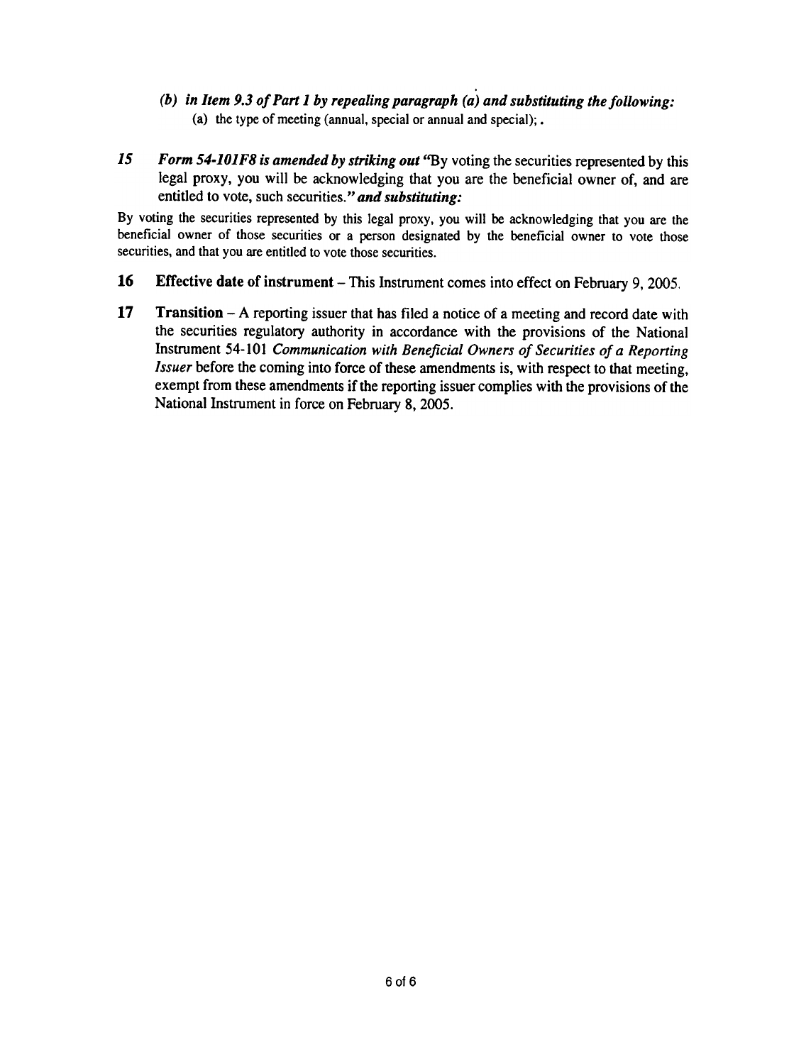*(b) in Item 9.3 of Part 1 by repealing paragraph (a) and substituting the following:*

(a) the type of meeting (annual, special or annual and special); .

**15** *Form 54-101F8 is amended by striking out* "By voting the securities represented by this legal proxy, you will be acknowledging that you are the beneficial owner of, and are entitled to vote, such securities." ***and substituting:***

By voting the securities represented by this legal proxy, you will be acknowledging that you are the beneficial owner of those securities or a person designated by the beneficial owner to vote those securities, and that you are entitled to vote those securities.

**16** **Effective date of instrument** – This Instrument comes into effect on February 9, 2005.

**17** **Transition** – A reporting issuer that has filed a notice of a meeting and record date with the securities regulatory authority in accordance with the provisions of the National Instrument 54-101 *Communication with Beneficial Owners of Securities of a Reporting Issuer* before the coming into force of these amendments is, with respect to that meeting, exempt from these amendments if the reporting issuer complies with the provisions of the National Instrument in force on February 8, 2005.